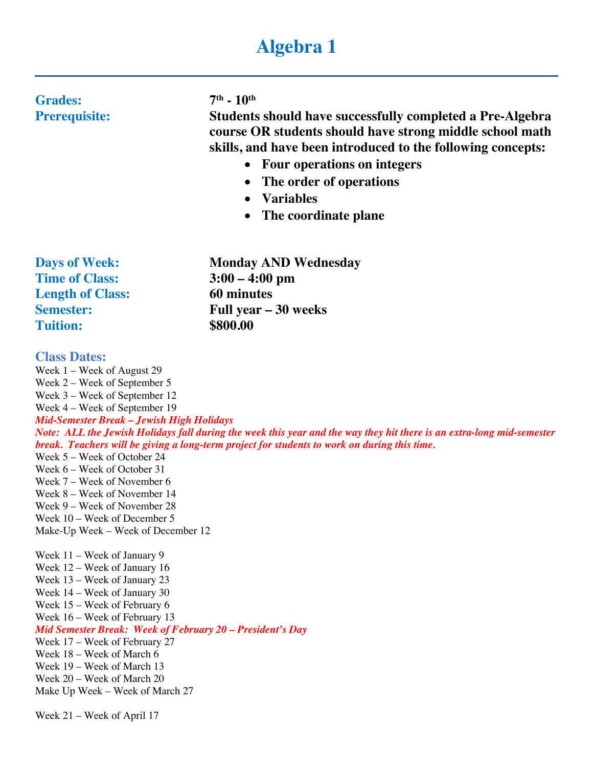# Algebra 1

**Grades:** **7th - 10th**

**Prerequisite:** **Students should have successfully completed a Pre-Algebra course OR students should have strong middle school math skills, and have been introduced to the following concepts:**

- **Four operations on integers**
- **The order of operations**
- **Variables**
- **The coordinate plane**

**Days of Week:** **Monday AND Wednesday**
**Time of Class:** **3:00 – 4:00 pm**
**Length of Class:** **60 minutes**
**Semester:** **Full year – 30 weeks**
**Tuition:** **$800.00**

**Class Dates:**

Week 1 – Week of August 29
Week 2 – Week of September 5
Week 3 – Week of September 12
Week 4 – Week of September 19
***Mid-Semester Break – Jewish High Holidays***
***Note: ALL the Jewish Holidays fall during the week this year and the way they hit there is an extra-long mid-semester break. Teachers will be giving a long-term project for students to work on during this time.***
Week 5 – Week of October 24
Week 6 – Week of October 31
Week 7 – Week of November 6
Week 8 – Week of November 14
Week 9 – Week of November 28
Week 10 – Week of December 5
Make-Up Week – Week of December 12

Week 11 – Week of January 9
Week 12 – Week of January 16
Week 13 – Week of January 23
Week 14 – Week of January 30
Week 15 – Week of February 6
Week 16 – Week of February 13
***Mid Semester Break: Week of February 20 – President's Day***
Week 17 – Week of February 27
Week 18 – Week of March 6
Week 19 – Week of March 13
Week 20 – Week of March 20
Make Up Week – Week of March 27

Week 21 – Week of April 17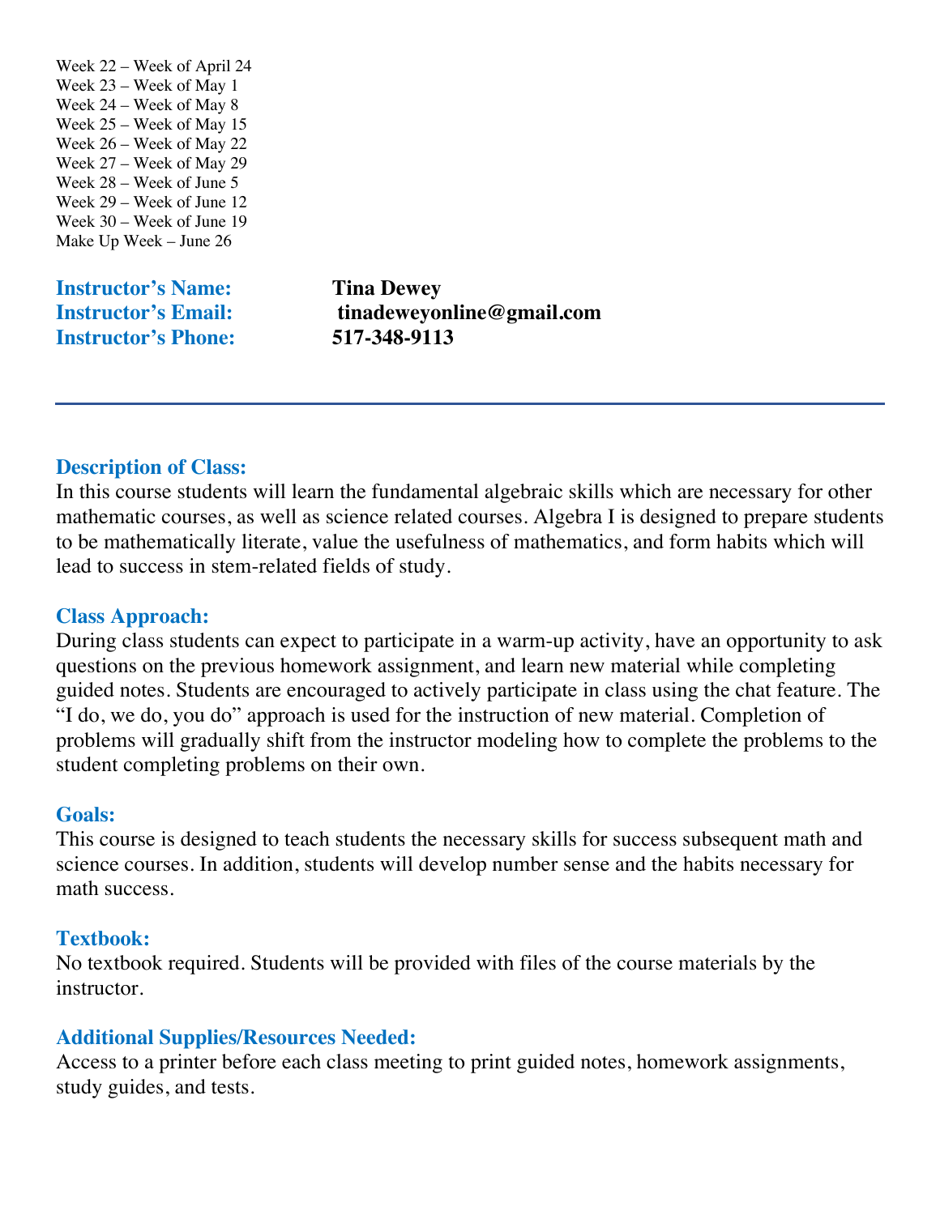Week 22 – Week of April 24
Week 23 – Week of May 1
Week 24 – Week of May 8
Week 25 – Week of May 15
Week 26 – Week of May 22
Week 27 – Week of May 29
Week 28 – Week of June 5
Week 29 – Week of June 12
Week 30 – Week of June 19
Make Up Week – June 26

**Instructor's Name:** **Tina Dewey**
**Instructor's Email:** **tinadeweyonline@gmail.com**
**Instructor's Phone:** **517-348-9113**

---

### Description of Class:

In this course students will learn the fundamental algebraic skills which are necessary for other mathematic courses, as well as science related courses. Algebra I is designed to prepare students to be mathematically literate, value the usefulness of mathematics, and form habits which will lead to success in stem-related fields of study.

### Class Approach:

During class students can expect to participate in a warm-up activity, have an opportunity to ask questions on the previous homework assignment, and learn new material while completing guided notes. Students are encouraged to actively participate in class using the chat feature. The "I do, we do, you do" approach is used for the instruction of new material. Completion of problems will gradually shift from the instructor modeling how to complete the problems to the student completing problems on their own.

### Goals:

This course is designed to teach students the necessary skills for success subsequent math and science courses. In addition, students will develop number sense and the habits necessary for math success.

### Textbook:

No textbook required. Students will be provided with files of the course materials by the instructor.

### Additional Supplies/Resources Needed:

Access to a printer before each class meeting to print guided notes, homework assignments, study guides, and tests.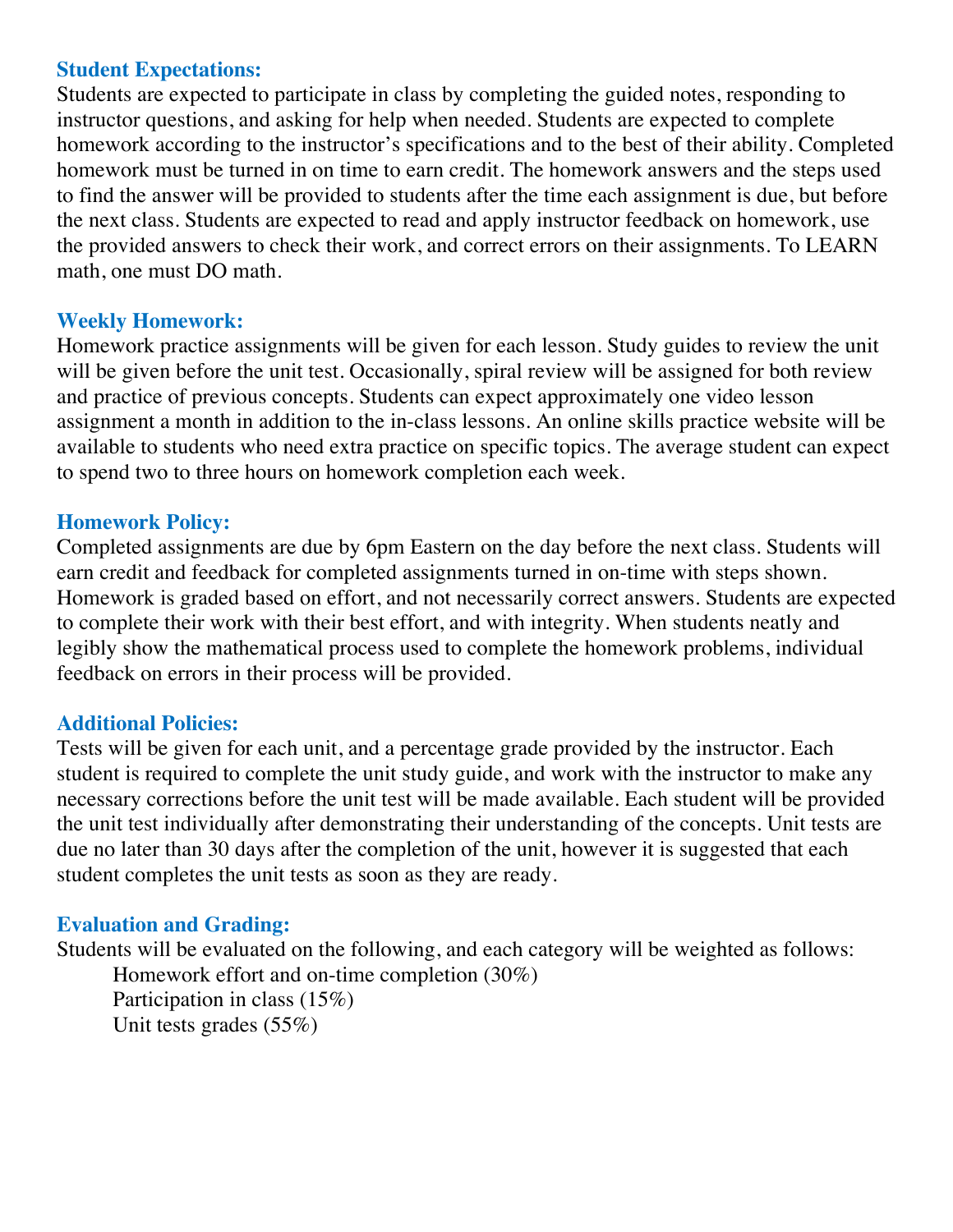## Student Expectations:

Students are expected to participate in class by completing the guided notes, responding to instructor questions, and asking for help when needed. Students are expected to complete homework according to the instructor's specifications and to the best of their ability. Completed homework must be turned in on time to earn credit. The homework answers and the steps used to find the answer will be provided to students after the time each assignment is due, but before the next class. Students are expected to read and apply instructor feedback on homework, use the provided answers to check their work, and correct errors on their assignments. To LEARN math, one must DO math.

## Weekly Homework:

Homework practice assignments will be given for each lesson. Study guides to review the unit will be given before the unit test. Occasionally, spiral review will be assigned for both review and practice of previous concepts. Students can expect approximately one video lesson assignment a month in addition to the in-class lessons. An online skills practice website will be available to students who need extra practice on specific topics. The average student can expect to spend two to three hours on homework completion each week.

## Homework Policy:

Completed assignments are due by 6pm Eastern on the day before the next class. Students will earn credit and feedback for completed assignments turned in on-time with steps shown. Homework is graded based on effort, and not necessarily correct answers. Students are expected to complete their work with their best effort, and with integrity. When students neatly and legibly show the mathematical process used to complete the homework problems, individual feedback on errors in their process will be provided.

## Additional Policies:

Tests will be given for each unit, and a percentage grade provided by the instructor. Each student is required to complete the unit study guide, and work with the instructor to make any necessary corrections before the unit test will be made available. Each student will be provided the unit test individually after demonstrating their understanding of the concepts. Unit tests are due no later than 30 days after the completion of the unit, however it is suggested that each student completes the unit tests as soon as they are ready.

## Evaluation and Grading:

Students will be evaluated on the following, and each category will be weighted as follows:

- Homework effort and on-time completion (30%)
- Participation in class (15%)
- Unit tests grades (55%)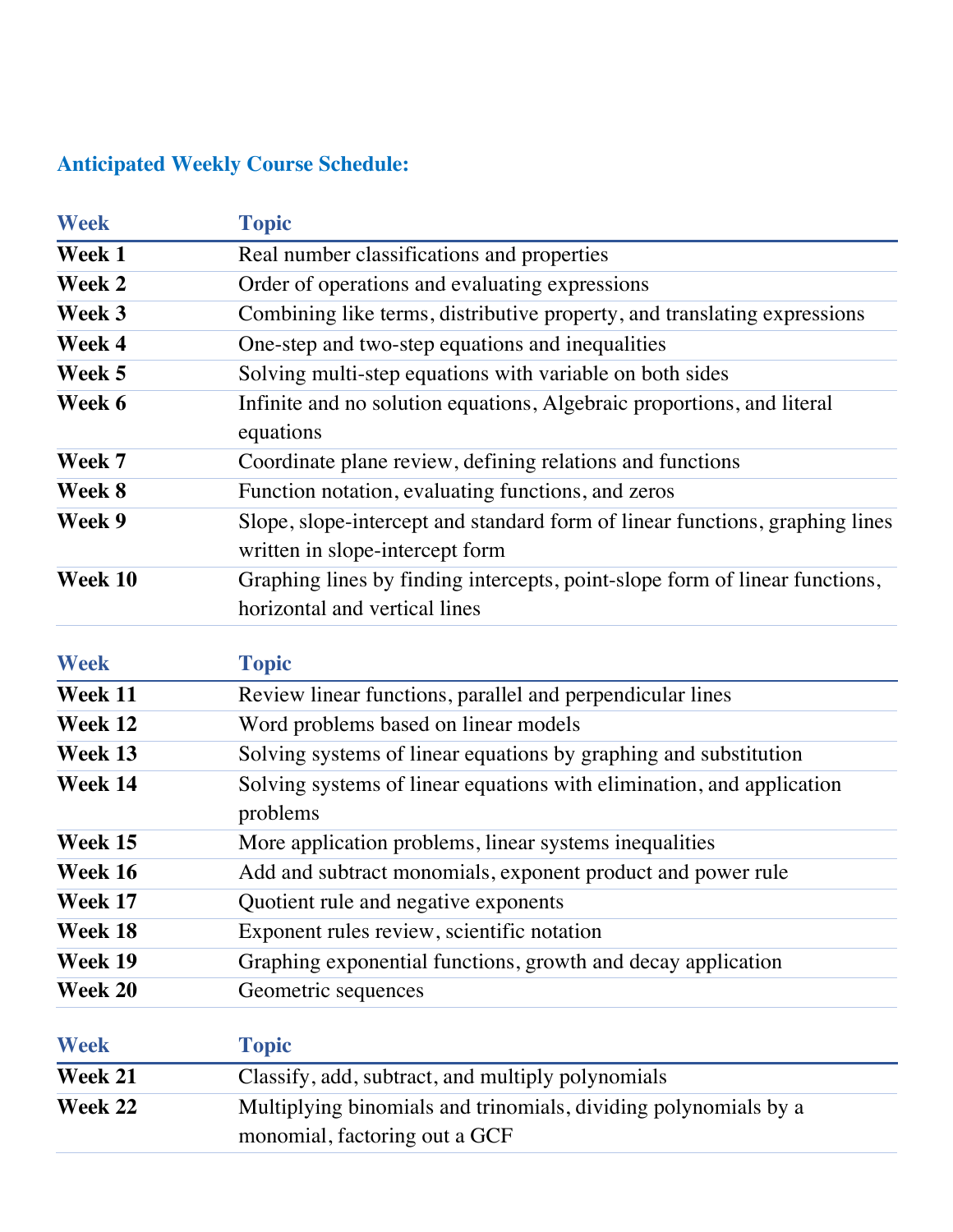### Anticipated Weekly Course Schedule:

| Week | Topic |
|---|---|
| **Week 1** | Real number classifications and properties |
| **Week 2** | Order of operations and evaluating expressions |
| **Week 3** | Combining like terms, distributive property, and translating expressions |
| **Week 4** | One-step and two-step equations and inequalities |
| **Week 5** | Solving multi-step equations with variable on both sides |
| **Week 6** | Infinite and no solution equations, Algebraic proportions, and literal equations |
| **Week 7** | Coordinate plane review, defining relations and functions |
| **Week 8** | Function notation, evaluating functions, and zeros |
| **Week 9** | Slope, slope-intercept and standard form of linear functions, graphing lines written in slope-intercept form |
| **Week 10** | Graphing lines by finding intercepts, point-slope form of linear functions, horizontal and vertical lines |

| Week | Topic |
|---|---|
| **Week 11** | Review linear functions, parallel and perpendicular lines |
| **Week 12** | Word problems based on linear models |
| **Week 13** | Solving systems of linear equations by graphing and substitution |
| **Week 14** | Solving systems of linear equations with elimination, and application problems |
| **Week 15** | More application problems, linear systems inequalities |
| **Week 16** | Add and subtract monomials, exponent product and power rule |
| **Week 17** | Quotient rule and negative exponents |
| **Week 18** | Exponent rules review, scientific notation |
| **Week 19** | Graphing exponential functions, growth and decay application |
| **Week 20** | Geometric sequences |

| Week | Topic |
|---|---|
| **Week 21** | Classify, add, subtract, and multiply polynomials |
| **Week 22** | Multiplying binomials and trinomials, dividing polynomials by a monomial, factoring out a GCF |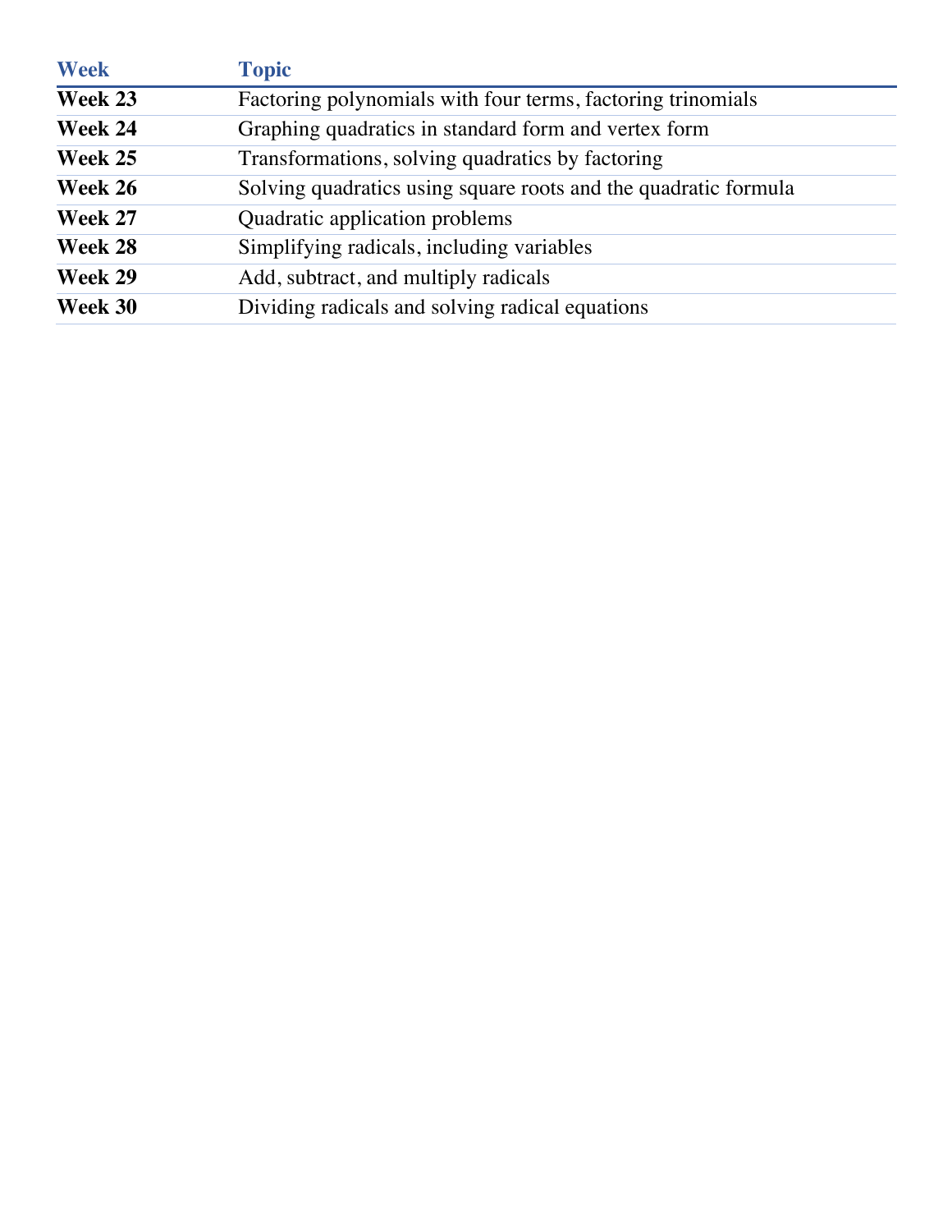| Week | Topic |
| --- | --- |
| **Week 23** | Factoring polynomials with four terms, factoring trinomials |
| **Week 24** | Graphing quadratics in standard form and vertex form |
| **Week 25** | Transformations, solving quadratics by factoring |
| **Week 26** | Solving quadratics using square roots and the quadratic formula |
| **Week 27** | Quadratic application problems |
| **Week 28** | Simplifying radicals, including variables |
| **Week 29** | Add, subtract, and multiply radicals |
| **Week 30** | Dividing radicals and solving radical equations |